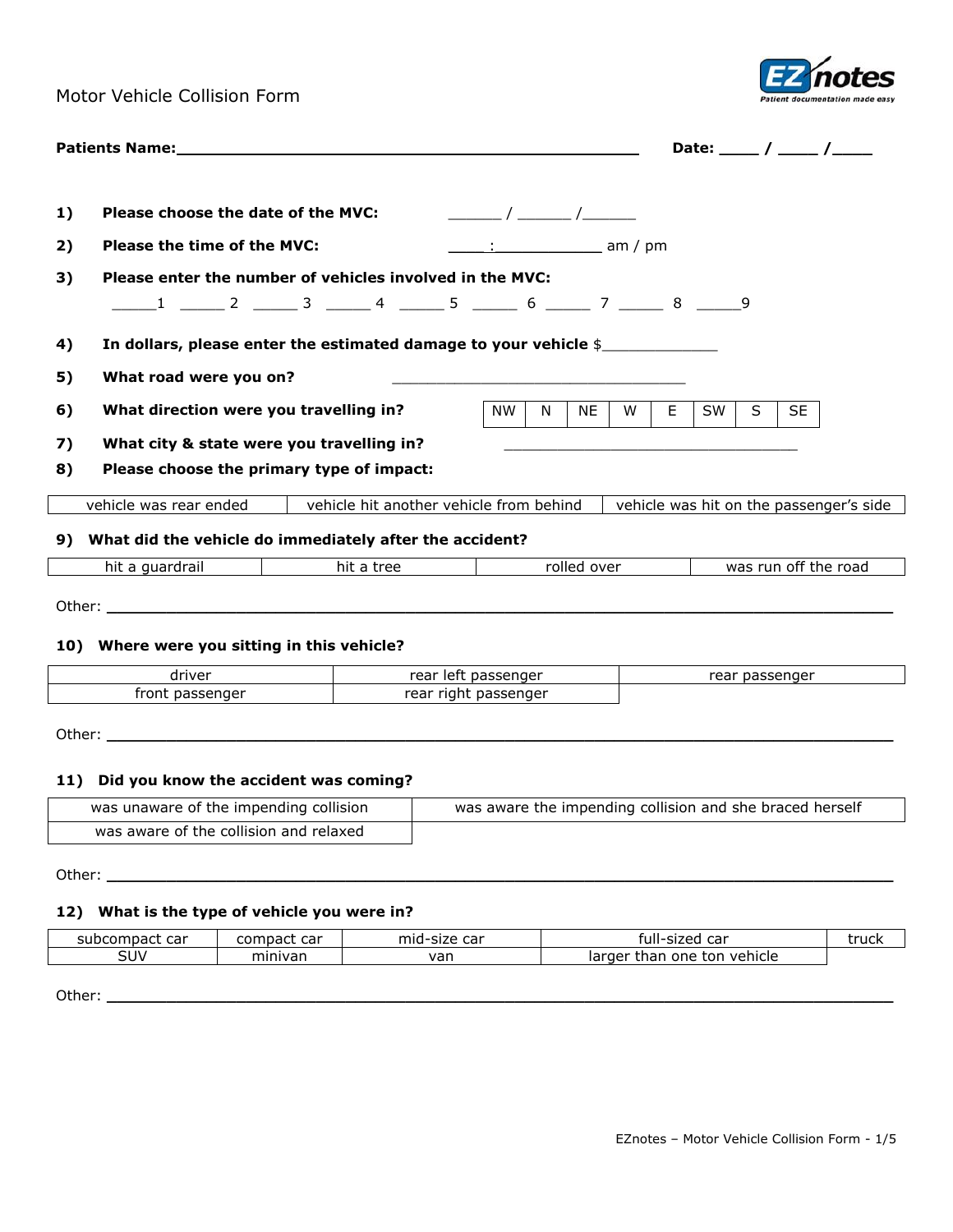Motor Vehicle Collision Form

**Patients Name:**\_\_\_\_\_\_\_\_\_\_\_\_\_\_\_\_\_\_\_\_\_\_\_\_\_\_\_\_\_\_\_\_\_\_\_\_\_\_\_\_\_\_\_\_\_\_\_\_ **Date:** \_\_\_\_ / \_\_\_\_ /\_\_\_\_

**1) Please choose the date of the MVC:** \_\_\_\_\_\_ / \_\_\_\_\_\_ /\_\_\_\_\_\_

**2) Please the time of the MVC:** \_\_\_\_:\_\_\_\_\_\_\_\_\_\_\_\_ am / pm

**3) Please enter the number of vehicles involved in the MVC:**

\_\_\_\_\_1 \_\_\_\_\_ 2 \_\_\_\_\_ 3 \_\_\_\_\_ 4 \_\_\_\_\_ 5 \_\_\_\_\_ 6 \_\_\_\_\_ 7 \_\_\_\_\_ 8 \_\_\_\_\_9

**4) In dollars, please enter the estimated damage to your vehicle** $\_\_\_\_\_\_\_\_\_\_\_\_\_

**5) What road were you on?** \_\_\_\_\_\_\_\_\_\_\_\_\_\_\_\_\_\_\_\_\_\_\_\_\_\_\_\_\_\_\_\_\_\_

**6) What direction were you travelling in?**

| NW | N | NE | W | E | SW | S | SE |
|---|---|---|---|---|---|---|---|

**7) What city & state were you travelling in?** \_\_\_\_\_\_\_\_\_\_\_\_\_\_\_\_\_\_\_\_\_\_\_\_\_\_\_\_\_\_\_\_\_\_

**8) Please choose the primary type of impact:**

| vehicle was rear ended | vehicle hit another vehicle from behind | vehicle was hit on the passenger's side |
|---|---|---|

**9) What did the vehicle do immediately after the accident?**

| hit a guardrail | hit a tree | rolled over | was run off the road |
|---|---|---|---|

Other: \_\_\_\_\_\_\_\_\_\_\_\_\_\_\_\_\_\_\_\_\_\_\_\_\_\_\_\_\_\_\_\_\_\_\_\_\_\_\_\_\_\_\_\_\_\_\_\_\_\_\_\_\_\_\_\_\_\_\_\_\_\_\_\_\_\_\_\_\_\_\_\_

**10) Where were you sitting in this vehicle?**

| driver | rear left passenger | rear passenger |
|---|---|---|
| front passenger | rear right passenger | |

Other: \_\_\_\_\_\_\_\_\_\_\_\_\_\_\_\_\_\_\_\_\_\_\_\_\_\_\_\_\_\_\_\_\_\_\_\_\_\_\_\_\_\_\_\_\_\_\_\_\_\_\_\_\_\_\_\_\_\_\_\_\_\_\_\_\_\_\_\_\_\_\_\_

**11) Did you know the accident was coming?**

| was unaware of the impending collision | was aware the impending collision and she braced herself |
|---|---|
| was aware of the collision and relaxed | |

Other: \_\_\_\_\_\_\_\_\_\_\_\_\_\_\_\_\_\_\_\_\_\_\_\_\_\_\_\_\_\_\_\_\_\_\_\_\_\_\_\_\_\_\_\_\_\_\_\_\_\_\_\_\_\_\_\_\_\_\_\_\_\_\_\_\_\_\_\_\_\_\_\_

**12) What is the type of vehicle you were in?**

| subcompact car | compact car | mid-size car | full-sized car | truck |
|---|---|---|---|---|
| SUV | minivan | van | larger than one ton vehicle | |

Other: \_\_\_\_\_\_\_\_\_\_\_\_\_\_\_\_\_\_\_\_\_\_\_\_\_\_\_\_\_\_\_\_\_\_\_\_\_\_\_\_\_\_\_\_\_\_\_\_\_\_\_\_\_\_\_\_\_\_\_\_\_\_\_\_\_\_\_\_\_\_\_\_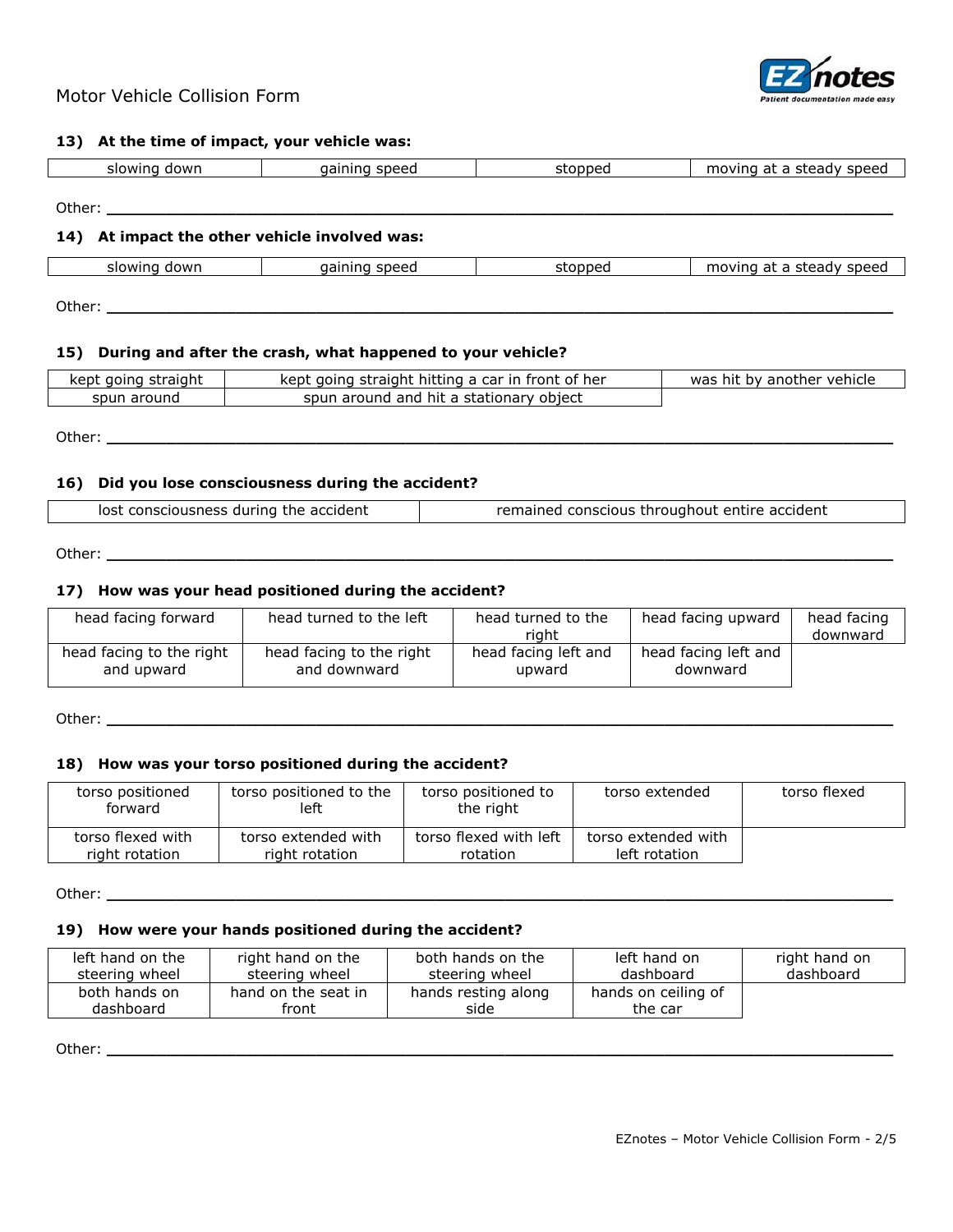Motor Vehicle Collision Form

### 13) At the time of impact, your vehicle was:

| slowing down | gaining speed | stopped | moving at a steady speed |
|---|---|---|---|

Other: ______________________________________________________________________________

### 14) At impact the other vehicle involved was:

| slowing down | gaining speed | stopped | moving at a steady speed |
|---|---|---|---|

Other: ______________________________________________________________________________

### 15) During and after the crash, what happened to your vehicle?

| kept going straight | kept going straight hitting a car in front of her | was hit by another vehicle |
|---|---|---|
| spun around | spun around and hit a stationary object | |

Other: ______________________________________________________________________________

### 16) Did you lose consciousness during the accident?

| lost consciousness during the accident | remained conscious throughout entire accident |
|---|---|

Other: ______________________________________________________________________________

### 17) How was your head positioned during the accident?

| head facing forward | head turned to the left | head turned to the right | head facing upward | head facing downward |
|---|---|---|---|---|
| head facing to the right and upward | head facing to the right and downward | head facing left and upward | head facing left and downward | |

Other: ______________________________________________________________________________

### 18) How was your torso positioned during the accident?

| torso positioned forward | torso positioned to the left | torso positioned to the right | torso extended | torso flexed |
|---|---|---|---|---|
| torso flexed with right rotation | torso extended with right rotation | torso flexed with left rotation | torso extended with left rotation | |

Other: ______________________________________________________________________________

### 19) How were your hands positioned during the accident?

| left hand on the steering wheel | right hand on the steering wheel | both hands on the steering wheel | left hand on dashboard | right hand on dashboard |
|---|---|---|---|---|
| both hands on dashboard | hand on the seat in front | hands resting along side | hands on ceiling of the car | |

Other: ______________________________________________________________________________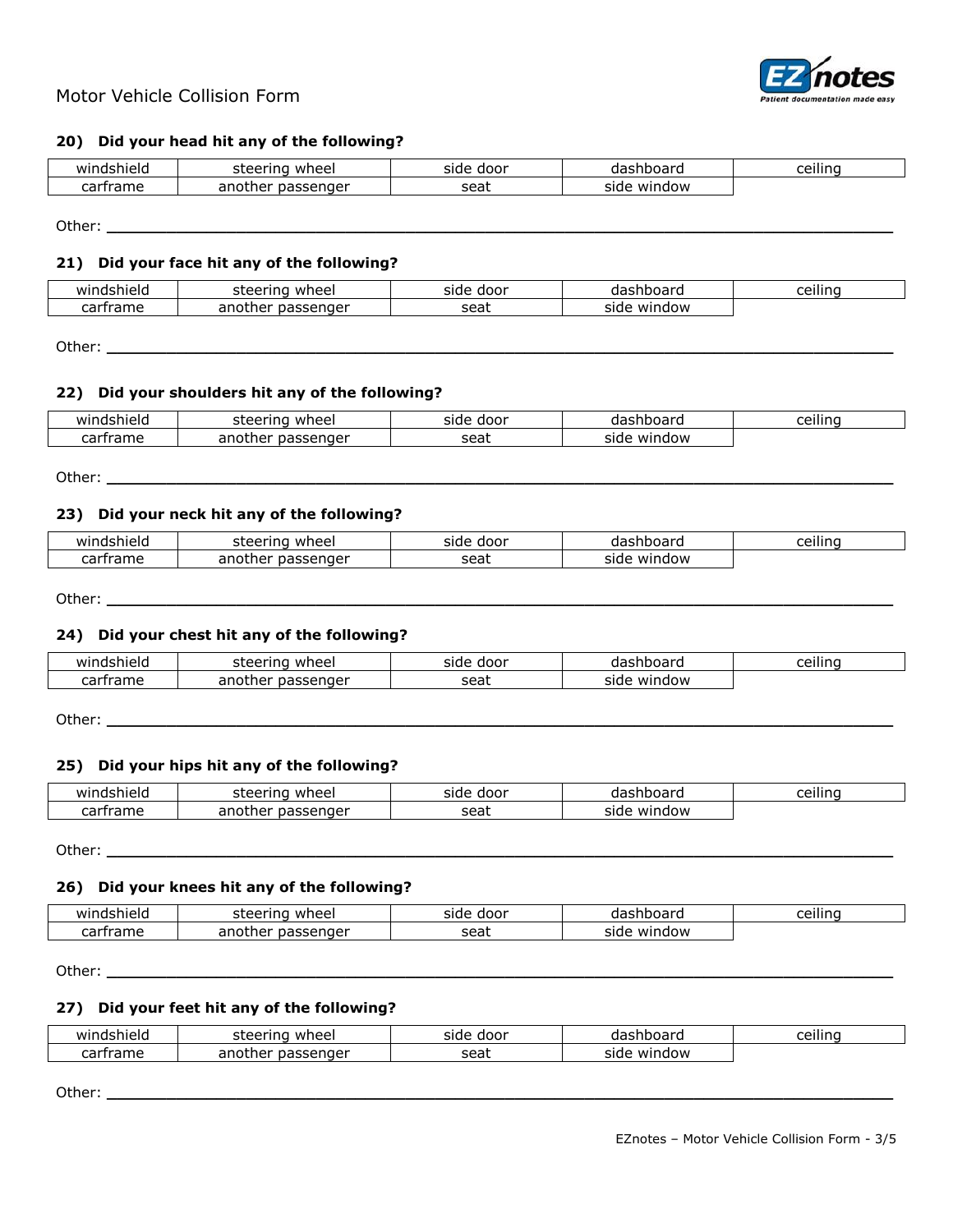Motor Vehicle Collision Form

**20) Did your head hit any of the following?**

| windshield | steering wheel | side door | dashboard | ceiling |
|---|---|---|---|---|
| carframe | another passenger | seat | side window | |

Other: ______________________________________________________________________________

**21) Did your face hit any of the following?**

| windshield | steering wheel | side door | dashboard | ceiling |
|---|---|---|---|---|
| carframe | another passenger | seat | side window | |

Other: ______________________________________________________________________________

**22) Did your shoulders hit any of the following?**

| windshield | steering wheel | side door | dashboard | ceiling |
|---|---|---|---|---|
| carframe | another passenger | seat | side window | |

Other: ______________________________________________________________________________

**23) Did your neck hit any of the following?**

| windshield | steering wheel | side door | dashboard | ceiling |
|---|---|---|---|---|
| carframe | another passenger | seat | side window | |

Other: ______________________________________________________________________________

**24) Did your chest hit any of the following?**

| windshield | steering wheel | side door | dashboard | ceiling |
|---|---|---|---|---|
| carframe | another passenger | seat | side window | |

Other: ______________________________________________________________________________

**25) Did your hips hit any of the following?**

| windshield | steering wheel | side door | dashboard | ceiling |
|---|---|---|---|---|
| carframe | another passenger | seat | side window | |

Other: ______________________________________________________________________________

**26) Did your knees hit any of the following?**

| windshield | steering wheel | side door | dashboard | ceiling |
|---|---|---|---|---|
| carframe | another passenger | seat | side window | |

Other: ______________________________________________________________________________

**27) Did your feet hit any of the following?**

| windshield | steering wheel | side door | dashboard | ceiling |
|---|---|---|---|---|
| carframe | another passenger | seat | side window | |

Other: ______________________________________________________________________________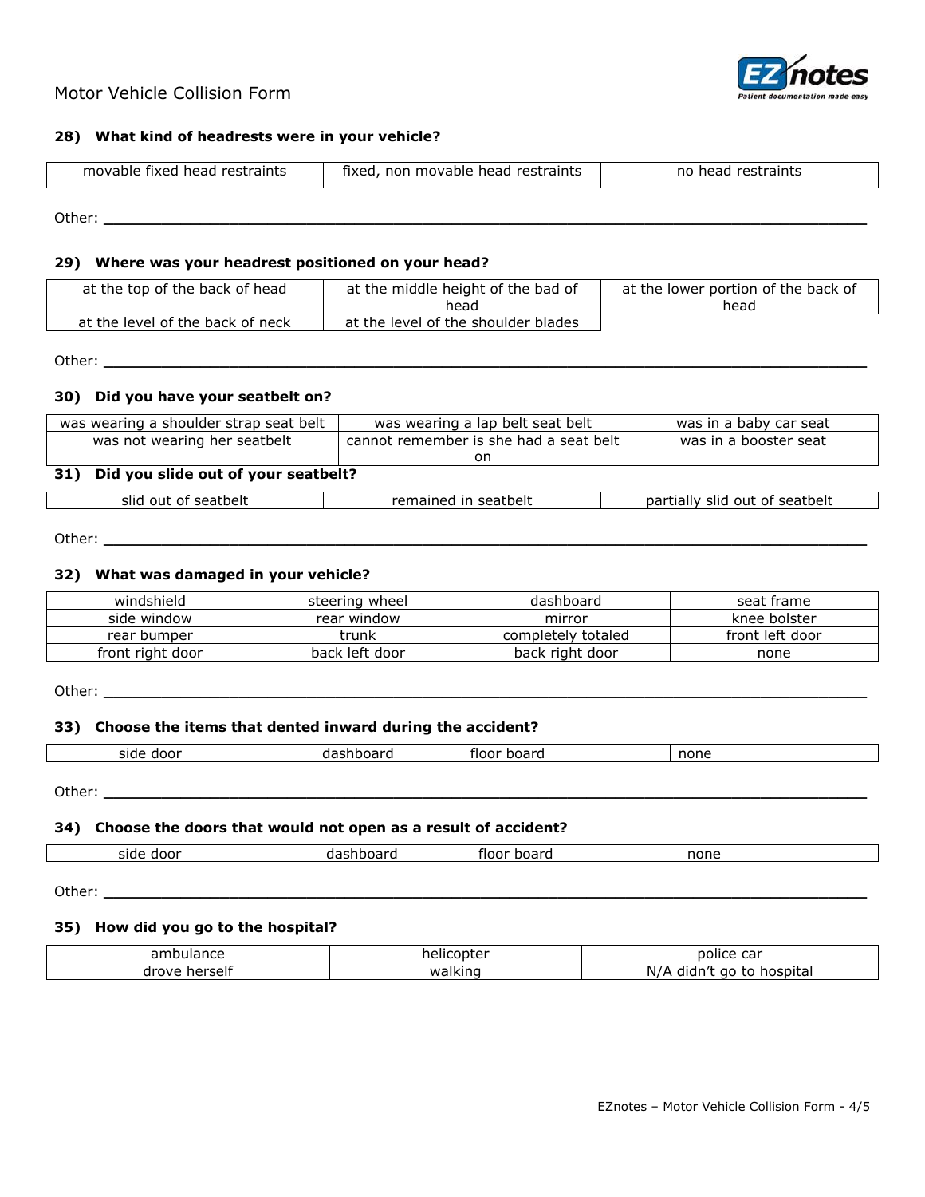Motor Vehicle Collision Form

### 28) What kind of headrests were in your vehicle?

| movable fixed head restraints | fixed, non movable head restraints | no head restraints |
|---|---|---|

Other: ______________________________________________________________________

### 29) Where was your headrest positioned on your head?

| at the top of the back of head | at the middle height of the bad of head | at the lower portion of the back of head |
|---|---|---|
| at the level of the back of neck | at the level of the shoulder blades | |

Other: ______________________________________________________________________

### 30) Did you have your seatbelt on?

| was wearing a shoulder strap seat belt | was wearing a lap belt seat belt | was in a baby car seat |
|---|---|---|
| was not wearing her seatbelt | cannot remember is she had a seat belt on | was in a booster seat |

### 31) Did you slide out of your seatbelt?

| slid out of seatbelt | remained in seatbelt | partially slid out of seatbelt |
|---|---|---|

Other: ______________________________________________________________________

### 32) What was damaged in your vehicle?

| windshield | steering wheel | dashboard | seat frame |
|---|---|---|---|
| side window | rear window | mirror | knee bolster |
| rear bumper | trunk | completely totaled | front left door |
| front right door | back left door | back right door | none |

Other: ______________________________________________________________________

### 33) Choose the items that dented inward during the accident?

| side door | dashboard | floor board | none |
|---|---|---|---|

Other: ______________________________________________________________________

### 34) Choose the doors that would not open as a result of accident?

| side door | dashboard | floor board | none |
|---|---|---|---|

Other: ______________________________________________________________________

### 35) How did you go to the hospital?

| ambulance | helicopter | police car |
|---|---|---|
| drove herself | walking | N/A didn't go to hospital |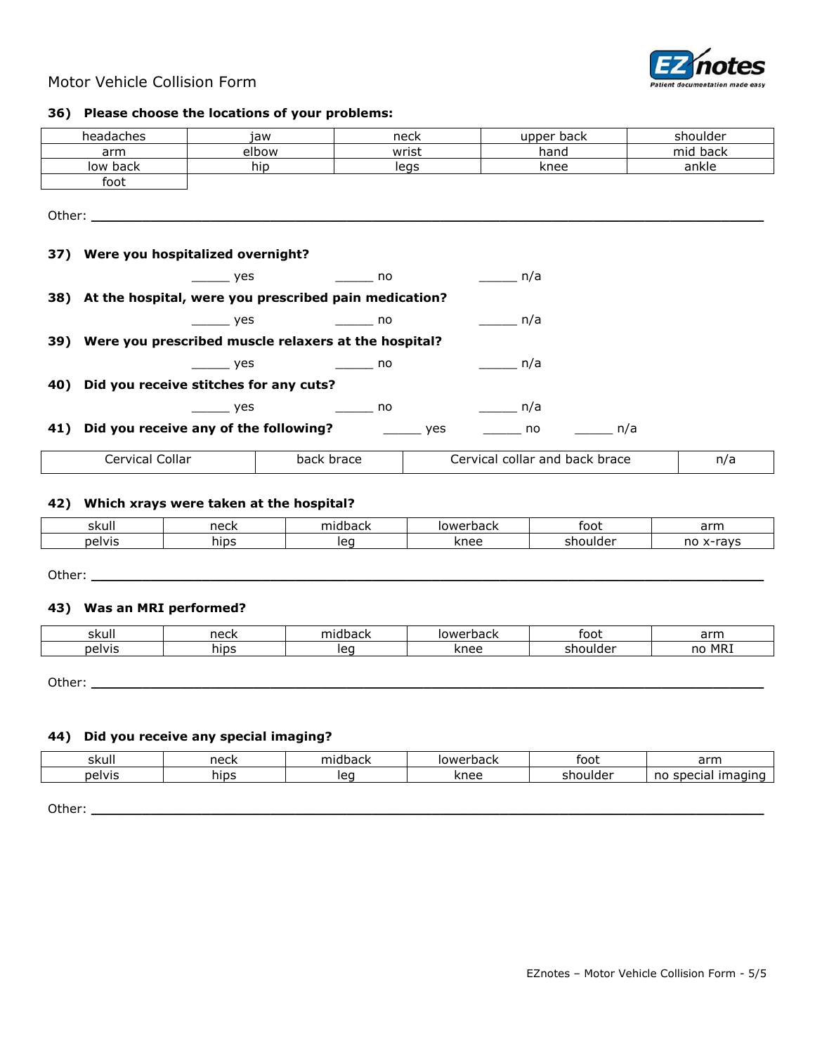Motor Vehicle Collision Form

**36) Please choose the locations of your problems:**

| | | | | |
|---|---|---|---|---|
| headaches | jaw | neck | upper back | shoulder |
| arm | elbow | wrist | hand | mid back |
| low back | hip | legs | knee | ankle |
| foot | | | | |

Other: ______________________________________________________________________

**37) Were you hospitalized overnight?**

_____ yes  _____ no  _____ n/a

**38) At the hospital, were you prescribed pain medication?**

_____ yes  _____ no  _____ n/a

**39) Were you prescribed muscle relaxers at the hospital?**

_____ yes  _____ no  _____ n/a

**40) Did you receive stitches for any cuts?**

_____ yes  _____ no  _____ n/a

**41) Did you receive any of the following?** _____ yes  _____ no  _____ n/a

| | | | |
|---|---|---|---|
| Cervical Collar | back brace | Cervical collar and back brace | n/a |

**42) Which xrays were taken at the hospital?**

| | | | | | |
|---|---|---|---|---|---|
| skull | neck | midback | lowerback | foot | arm |
| pelvis | hips | leg | knee | shoulder | no x-rays |

Other: ______________________________________________________________________

**43) Was an MRI performed?**

| | | | | | |
|---|---|---|---|---|---|
| skull | neck | midback | lowerback | foot | arm |
| pelvis | hips | leg | knee | shoulder | no MRI |

Other: ______________________________________________________________________

**44) Did you receive any special imaging?**

| | | | | | |
|---|---|---|---|---|---|
| skull | neck | midback | lowerback | foot | arm |
| pelvis | hips | leg | knee | shoulder | no special imaging |

Other: ______________________________________________________________________